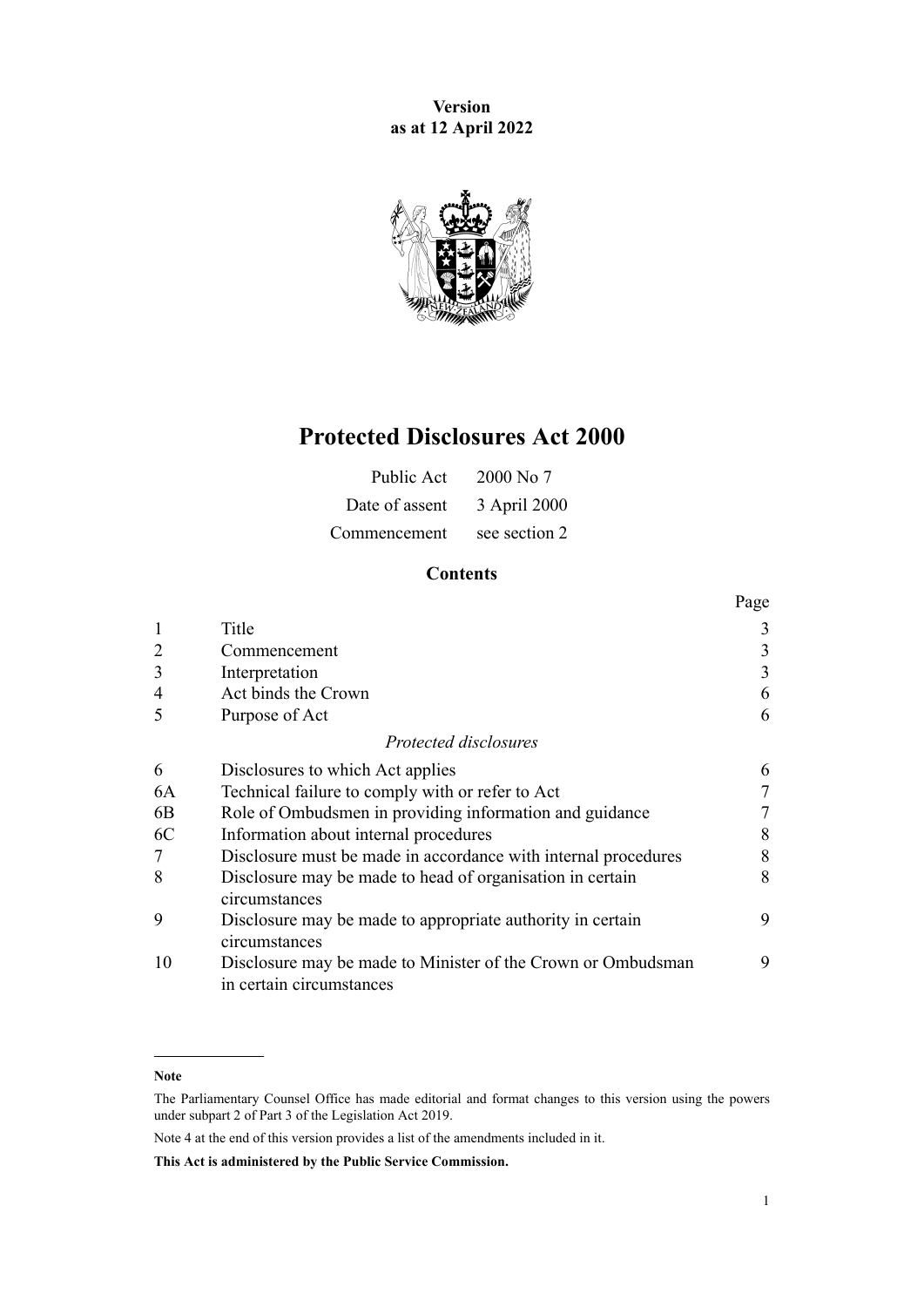**Version as at 12 April 2022**

# Protected Disclosures Act 2000

| | |
|---|---|
| Public Act | 2000 No 7 |
| Date of assent | 3 April 2000 |
| Commencement | see section 2 |

## Contents

| | | Page |
|---|---|---|
| 1 | Title | 3 |
| 2 | Commencement | 3 |
| 3 | Interpretation | 3 |
| 4 | Act binds the Crown | 6 |
| 5 | Purpose of Act | 6 |
| | *Protected disclosures* | |
| 6 | Disclosures to which Act applies | 6 |
| 6A | Technical failure to comply with or refer to Act | 7 |
| 6B | Role of Ombudsmen in providing information and guidance | 7 |
| 6C | Information about internal procedures | 8 |
| 7 | Disclosure must be made in accordance with internal procedures | 8 |
| 8 | Disclosure may be made to head of organisation in certain circumstances | 8 |
| 9 | Disclosure may be made to appropriate authority in certain circumstances | 9 |
| 10 | Disclosure may be made to Minister of the Crown or Ombudsman in certain circumstances | 9 |

---

**Note**

The Parliamentary Counsel Office has made editorial and format changes to this version using the powers under subpart 2 of Part 3 of the Legislation Act 2019.

Note 4 at the end of this version provides a list of the amendments included in it.

**This Act is administered by the Public Service Commission.**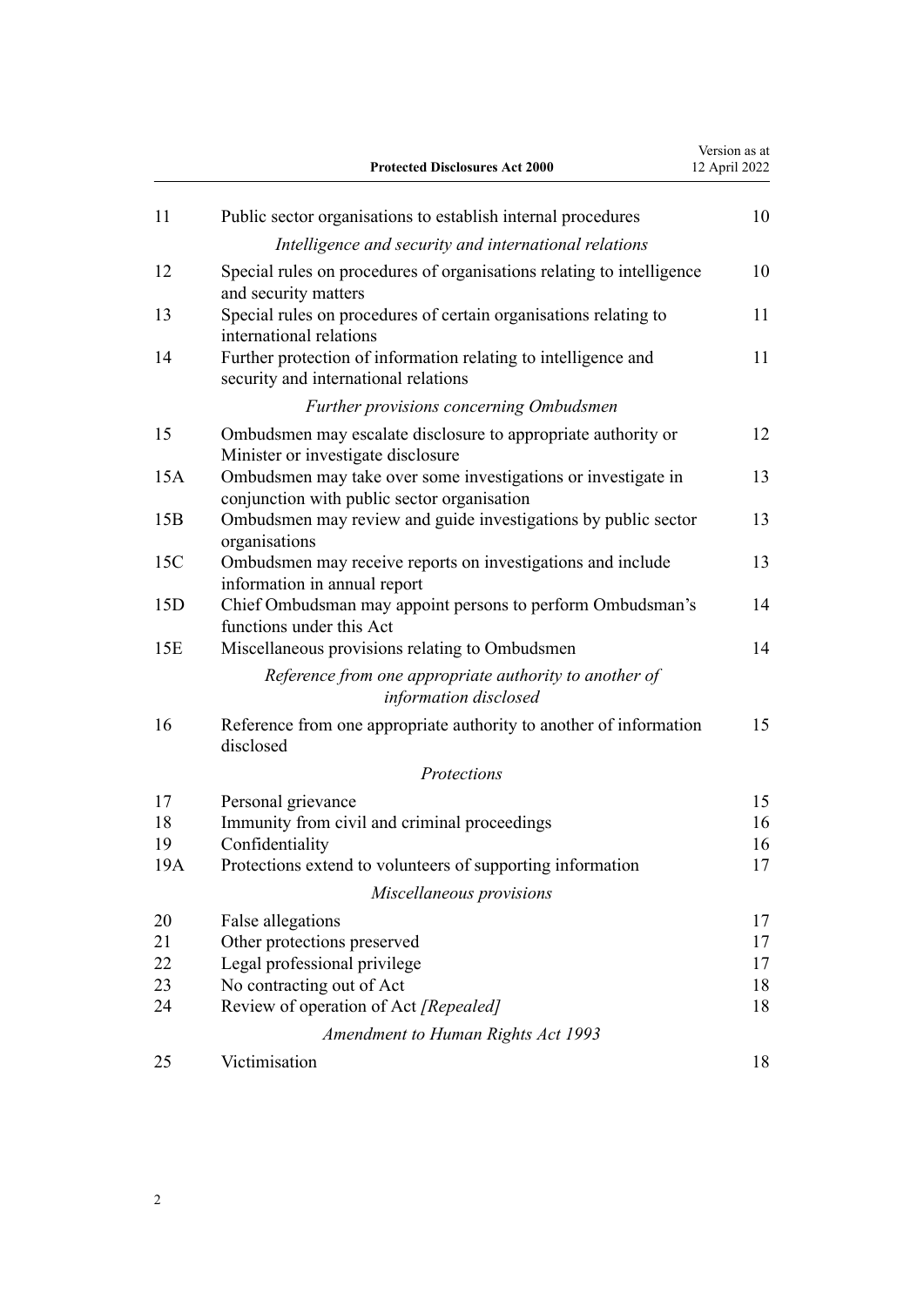| | | |
|---|---|---|
| 11 | Public sector organisations to establish internal procedures | 10 |
| | *Intelligence and security and international relations* | |
| 12 | Special rules on procedures of organisations relating to intelligence and security matters | 10 |
| 13 | Special rules on procedures of certain organisations relating to international relations | 11 |
| 14 | Further protection of information relating to intelligence and security and international relations | 11 |
| | *Further provisions concerning Ombudsmen* | |
| 15 | Ombudsmen may escalate disclosure to appropriate authority or Minister or investigate disclosure | 12 |
| 15A | Ombudsmen may take over some investigations or investigate in conjunction with public sector organisation | 13 |
| 15B | Ombudsmen may review and guide investigations by public sector organisations | 13 |
| 15C | Ombudsmen may receive reports on investigations and include information in annual report | 13 |
| 15D | Chief Ombudsman may appoint persons to perform Ombudsman's functions under this Act | 14 |
| 15E | Miscellaneous provisions relating to Ombudsmen | 14 |
| | *Reference from one appropriate authority to another of information disclosed* | |
| 16 | Reference from one appropriate authority to another of information disclosed | 15 |
| | *Protections* | |
| 17 | Personal grievance | 15 |
| 18 | Immunity from civil and criminal proceedings | 16 |
| 19 | Confidentiality | 16 |
| 19A | Protections extend to volunteers of supporting information | 17 |
| | *Miscellaneous provisions* | |
| 20 | False allegations | 17 |
| 21 | Other protections preserved | 17 |
| 22 | Legal professional privilege | 17 |
| 23 | No contracting out of Act | 18 |
| 24 | Review of operation of Act *[Repealed]* | 18 |
| | *Amendment to Human Rights Act 1993* | |
| 25 | Victimisation | 18 |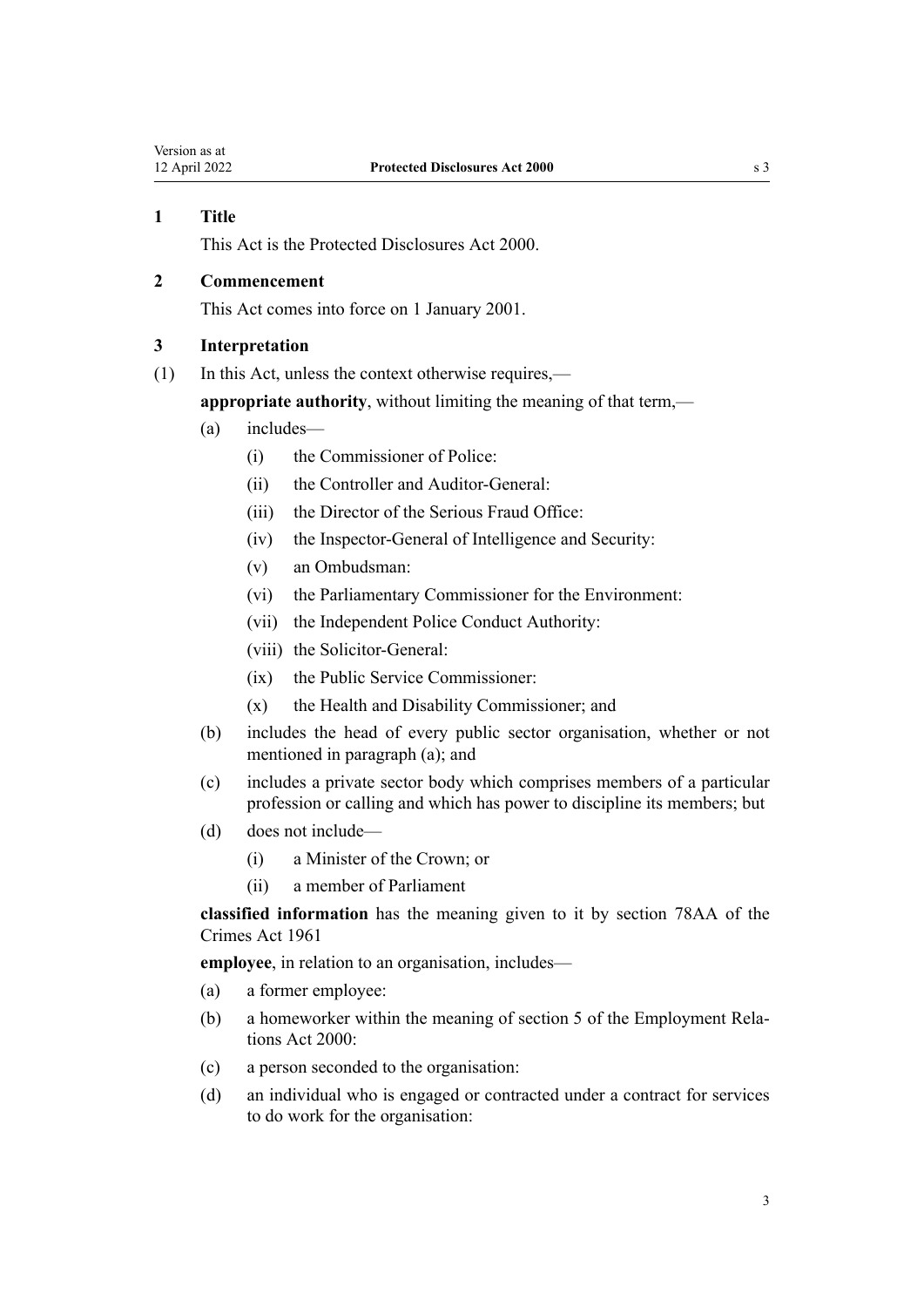## 1 Title

This Act is the Protected Disclosures Act 2000.

## 2 Commencement

This Act comes into force on 1 January 2001.

## 3 Interpretation

(1) In this Act, unless the context otherwise requires,—

**appropriate authority**, without limiting the meaning of that term,—

- (a) includes—
  - (i) the Commissioner of Police:
  - (ii) the Controller and Auditor-General:
  - (iii) the Director of the Serious Fraud Office:
  - (iv) the Inspector-General of Intelligence and Security:
  - (v) an Ombudsman:
  - (vi) the Parliamentary Commissioner for the Environment:
  - (vii) the Independent Police Conduct Authority:
  - (viii) the Solicitor-General:
  - (ix) the Public Service Commissioner:
  - (x) the Health and Disability Commissioner; and
- (b) includes the head of every public sector organisation, whether or not mentioned in paragraph (a); and
- (c) includes a private sector body which comprises members of a particular profession or calling and which has power to discipline its members; but
- (d) does not include—
  - (i) a Minister of the Crown; or
  - (ii) a member of Parliament

**classified information** has the meaning given to it by section 78AA of the Crimes Act 1961

**employee**, in relation to an organisation, includes—

- (a) a former employee:
- (b) a homeworker within the meaning of section 5 of the Employment Relations Act 2000:
- (c) a person seconded to the organisation:
- (d) an individual who is engaged or contracted under a contract for services to do work for the organisation: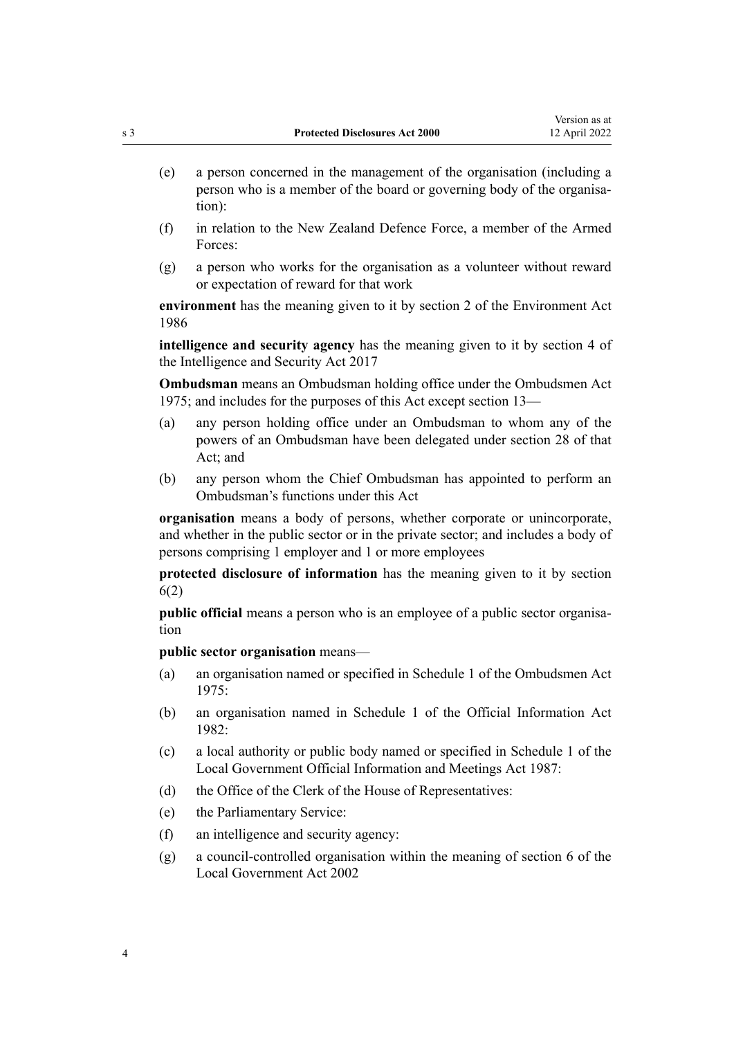(e) a person concerned in the management of the organisation (including a person who is a member of the board or governing body of the organisation):

(f) in relation to the New Zealand Defence Force, a member of the Armed Forces:

(g) a person who works for the organisation as a volunteer without reward or expectation of reward for that work

**environment** has the meaning given to it by section 2 of the Environment Act 1986

**intelligence and security agency** has the meaning given to it by section 4 of the Intelligence and Security Act 2017

**Ombudsman** means an Ombudsman holding office under the Ombudsmen Act 1975; and includes for the purposes of this Act except section 13—

(a) any person holding office under an Ombudsman to whom any of the powers of an Ombudsman have been delegated under section 28 of that Act; and

(b) any person whom the Chief Ombudsman has appointed to perform an Ombudsman's functions under this Act

**organisation** means a body of persons, whether corporate or unincorporate, and whether in the public sector or in the private sector; and includes a body of persons comprising 1 employer and 1 or more employees

**protected disclosure of information** has the meaning given to it by section 6(2)

**public official** means a person who is an employee of a public sector organisation

**public sector organisation** means—

(a) an organisation named or specified in Schedule 1 of the Ombudsmen Act 1975:

(b) an organisation named in Schedule 1 of the Official Information Act 1982:

(c) a local authority or public body named or specified in Schedule 1 of the Local Government Official Information and Meetings Act 1987:

(d) the Office of the Clerk of the House of Representatives:

(e) the Parliamentary Service:

(f) an intelligence and security agency:

(g) a council-controlled organisation within the meaning of section 6 of the Local Government Act 2002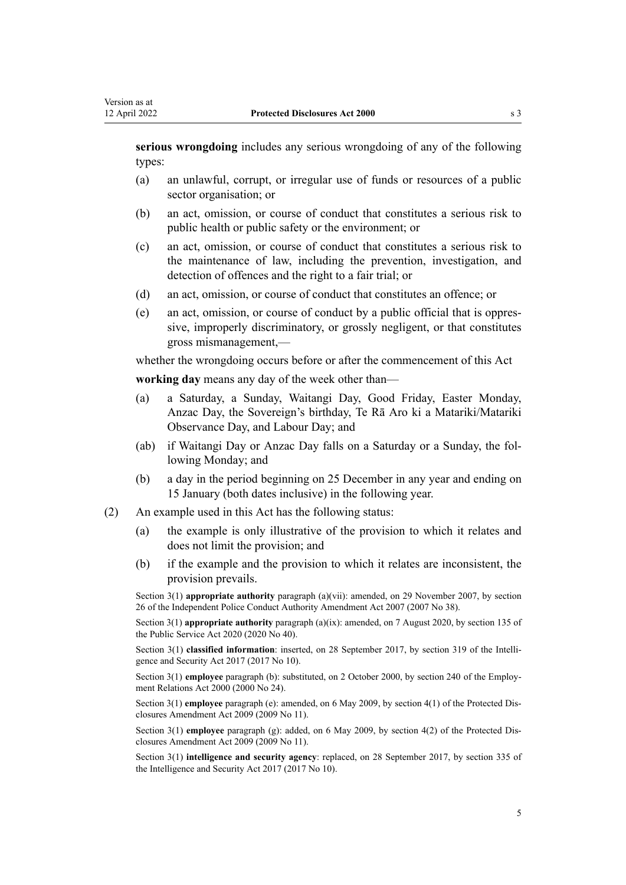**serious wrongdoing** includes any serious wrongdoing of any of the following types:

- (a) an unlawful, corrupt, or irregular use of funds or resources of a public sector organisation; or
- (b) an act, omission, or course of conduct that constitutes a serious risk to public health or public safety or the environment; or
- (c) an act, omission, or course of conduct that constitutes a serious risk to the maintenance of law, including the prevention, investigation, and detection of offences and the right to a fair trial; or
- (d) an act, omission, or course of conduct that constitutes an offence; or
- (e) an act, omission, or course of conduct by a public official that is oppressive, improperly discriminatory, or grossly negligent, or that constitutes gross mismanagement,—

whether the wrongdoing occurs before or after the commencement of this Act

**working day** means any day of the week other than—

- (a) a Saturday, a Sunday, Waitangi Day, Good Friday, Easter Monday, Anzac Day, the Sovereign's birthday, Te Rā Aro ki a Matariki/Matariki Observance Day, and Labour Day; and
- (ab) if Waitangi Day or Anzac Day falls on a Saturday or a Sunday, the following Monday; and
- (b) a day in the period beginning on 25 December in any year and ending on 15 January (both dates inclusive) in the following year.

(2) An example used in this Act has the following status:

- (a) the example is only illustrative of the provision to which it relates and does not limit the provision; and
- (b) if the example and the provision to which it relates are inconsistent, the provision prevails.

Section 3(1) **appropriate authority** paragraph (a)(vii): amended, on 29 November 2007, by section 26 of the Independent Police Conduct Authority Amendment Act 2007 (2007 No 38).

Section 3(1) **appropriate authority** paragraph (a)(ix): amended, on 7 August 2020, by section 135 of the Public Service Act 2020 (2020 No 40).

Section 3(1) **classified information**: inserted, on 28 September 2017, by section 319 of the Intelligence and Security Act 2017 (2017 No 10).

Section 3(1) **employee** paragraph (b): substituted, on 2 October 2000, by section 240 of the Employment Relations Act 2000 (2000 No 24).

Section 3(1) **employee** paragraph (e): amended, on 6 May 2009, by section 4(1) of the Protected Disclosures Amendment Act 2009 (2009 No 11).

Section 3(1) **employee** paragraph (g): added, on 6 May 2009, by section 4(2) of the Protected Disclosures Amendment Act 2009 (2009 No 11).

Section 3(1) **intelligence and security agency**: replaced, on 28 September 2017, by section 335 of the Intelligence and Security Act 2017 (2017 No 10).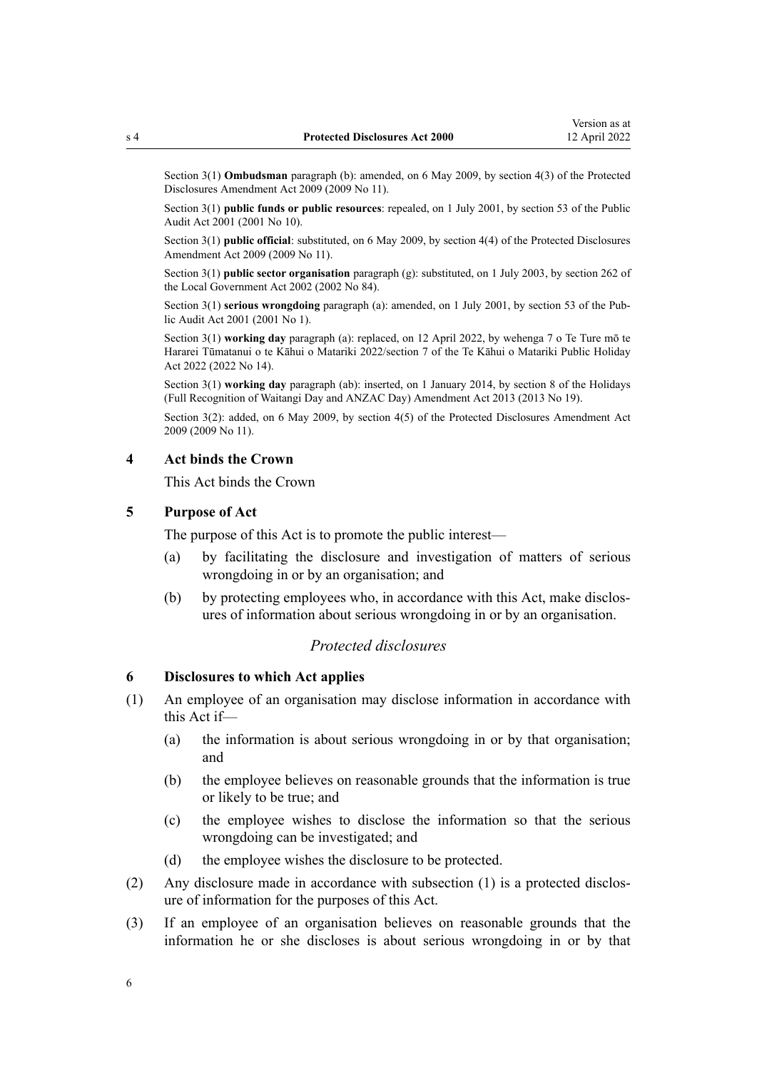Section 3(1) **Ombudsman** paragraph (b): amended, on 6 May 2009, by section 4(3) of the Protected Disclosures Amendment Act 2009 (2009 No 11).

Section 3(1) **public funds or public resources**: repealed, on 1 July 2001, by section 53 of the Public Audit Act 2001 (2001 No 10).

Section 3(1) **public official**: substituted, on 6 May 2009, by section 4(4) of the Protected Disclosures Amendment Act 2009 (2009 No 11).

Section 3(1) **public sector organisation** paragraph (g): substituted, on 1 July 2003, by section 262 of the Local Government Act 2002 (2002 No 84).

Section 3(1) **serious wrongdoing** paragraph (a): amended, on 1 July 2001, by section 53 of the Public Audit Act 2001 (2001 No 1).

Section 3(1) **working day** paragraph (a): replaced, on 12 April 2022, by wehenga 7 o Te Ture mō te Hararei Tūmatanui o te Kāhui o Matariki 2022/section 7 of the Te Kāhui o Matariki Public Holiday Act 2022 (2022 No 14).

Section 3(1) **working day** paragraph (ab): inserted, on 1 January 2014, by section 8 of the Holidays (Full Recognition of Waitangi Day and ANZAC Day) Amendment Act 2013 (2013 No 19).

Section 3(2): added, on 6 May 2009, by section 4(5) of the Protected Disclosures Amendment Act 2009 (2009 No 11).

### 4 Act binds the Crown

This Act binds the Crown

### 5 Purpose of Act

The purpose of this Act is to promote the public interest—

(a) by facilitating the disclosure and investigation of matters of serious wrongdoing in or by an organisation; and

(b) by protecting employees who, in accordance with this Act, make disclosures of information about serious wrongdoing in or by an organisation.

## *Protected disclosures*

### 6 Disclosures to which Act applies

(1) An employee of an organisation may disclose information in accordance with this Act if—

(a) the information is about serious wrongdoing in or by that organisation; and

(b) the employee believes on reasonable grounds that the information is true or likely to be true; and

(c) the employee wishes to disclose the information so that the serious wrongdoing can be investigated; and

(d) the employee wishes the disclosure to be protected.

(2) Any disclosure made in accordance with subsection (1) is a protected disclosure of information for the purposes of this Act.

(3) If an employee of an organisation believes on reasonable grounds that the information he or she discloses is about serious wrongdoing in or by that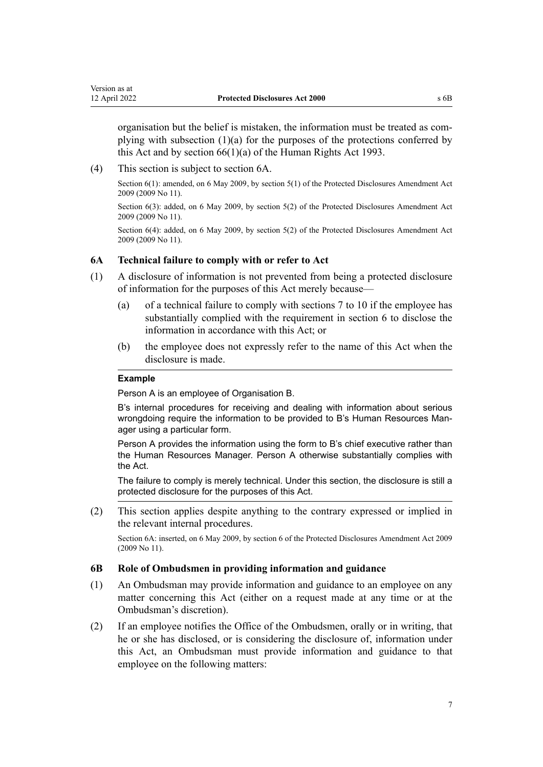organisation but the belief is mistaken, the information must be treated as complying with subsection (1)(a) for the purposes of the protections conferred by this Act and by section 66(1)(a) of the Human Rights Act 1993.

(4) This section is subject to section 6A.

Section 6(1): amended, on 6 May 2009, by section 5(1) of the Protected Disclosures Amendment Act 2009 (2009 No 11).

Section 6(3): added, on 6 May 2009, by section 5(2) of the Protected Disclosures Amendment Act 2009 (2009 No 11).

Section 6(4): added, on 6 May 2009, by section 5(2) of the Protected Disclosures Amendment Act 2009 (2009 No 11).

### 6A Technical failure to comply with or refer to Act

(1) A disclosure of information is not prevented from being a protected disclosure of information for the purposes of this Act merely because—

(a) of a technical failure to comply with sections 7 to 10 if the employee has substantially complied with the requirement in section 6 to disclose the information in accordance with this Act; or

(b) the employee does not expressly refer to the name of this Act when the disclosure is made.

**Example**

Person A is an employee of Organisation B.

B's internal procedures for receiving and dealing with information about serious wrongdoing require the information to be provided to B's Human Resources Manager using a particular form.

Person A provides the information using the form to B's chief executive rather than the Human Resources Manager. Person A otherwise substantially complies with the Act.

The failure to comply is merely technical. Under this section, the disclosure is still a protected disclosure for the purposes of this Act.

(2) This section applies despite anything to the contrary expressed or implied in the relevant internal procedures.

Section 6A: inserted, on 6 May 2009, by section 6 of the Protected Disclosures Amendment Act 2009 (2009 No 11).

### 6B Role of Ombudsmen in providing information and guidance

(1) An Ombudsman may provide information and guidance to an employee on any matter concerning this Act (either on a request made at any time or at the Ombudsman's discretion).

(2) If an employee notifies the Office of the Ombudsmen, orally or in writing, that he or she has disclosed, or is considering the disclosure of, information under this Act, an Ombudsman must provide information and guidance to that employee on the following matters: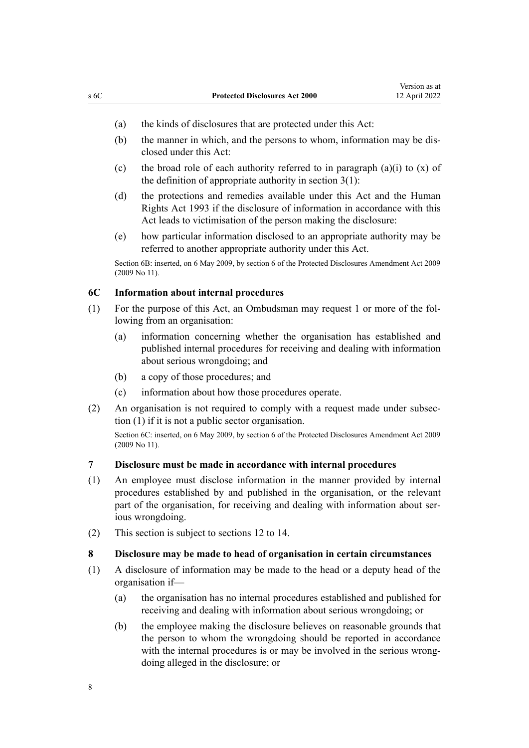(a) the kinds of disclosures that are protected under this Act:

(b) the manner in which, and the persons to whom, information may be disclosed under this Act:

(c) the broad role of each authority referred to in paragraph (a)(i) to (x) of the definition of appropriate authority in section 3(1):

(d) the protections and remedies available under this Act and the Human Rights Act 1993 if the disclosure of information in accordance with this Act leads to victimisation of the person making the disclosure:

(e) how particular information disclosed to an appropriate authority may be referred to another appropriate authority under this Act.

Section 6B: inserted, on 6 May 2009, by section 6 of the Protected Disclosures Amendment Act 2009 (2009 No 11).

### 6C Information about internal procedures

(1) For the purpose of this Act, an Ombudsman may request 1 or more of the following from an organisation:

(a) information concerning whether the organisation has established and published internal procedures for receiving and dealing with information about serious wrongdoing; and

(b) a copy of those procedures; and

(c) information about how those procedures operate.

(2) An organisation is not required to comply with a request made under subsection (1) if it is not a public sector organisation.

Section 6C: inserted, on 6 May 2009, by section 6 of the Protected Disclosures Amendment Act 2009 (2009 No 11).

### 7 Disclosure must be made in accordance with internal procedures

(1) An employee must disclose information in the manner provided by internal procedures established by and published in the organisation, or the relevant part of the organisation, for receiving and dealing with information about serious wrongdoing.

(2) This section is subject to sections 12 to 14.

### 8 Disclosure may be made to head of organisation in certain circumstances

(1) A disclosure of information may be made to the head or a deputy head of the organisation if—

(a) the organisation has no internal procedures established and published for receiving and dealing with information about serious wrongdoing; or

(b) the employee making the disclosure believes on reasonable grounds that the person to whom the wrongdoing should be reported in accordance with the internal procedures is or may be involved in the serious wrongdoing alleged in the disclosure; or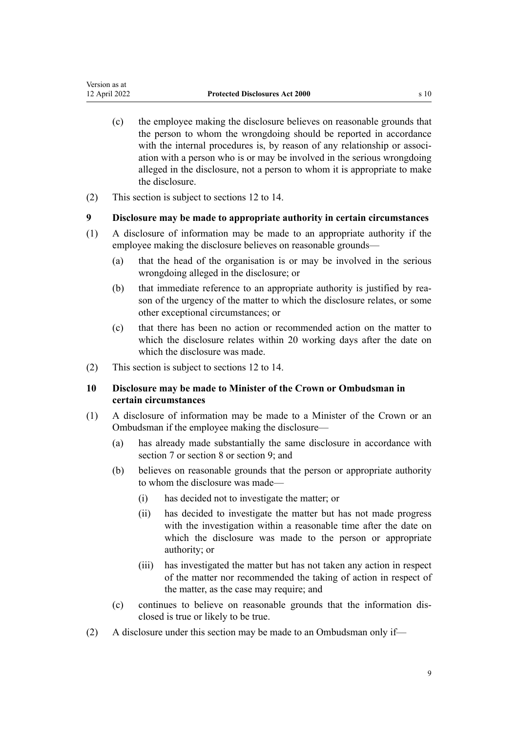(c) the employee making the disclosure believes on reasonable grounds that the person to whom the wrongdoing should be reported in accordance with the internal procedures is, by reason of any relationship or association with a person who is or may be involved in the serious wrongdoing alleged in the disclosure, not a person to whom it is appropriate to make the disclosure.

(2) This section is subject to sections 12 to 14.

### 9 Disclosure may be made to appropriate authority in certain circumstances

(1) A disclosure of information may be made to an appropriate authority if the employee making the disclosure believes on reasonable grounds—

(a) that the head of the organisation is or may be involved in the serious wrongdoing alleged in the disclosure; or

(b) that immediate reference to an appropriate authority is justified by reason of the urgency of the matter to which the disclosure relates, or some other exceptional circumstances; or

(c) that there has been no action or recommended action on the matter to which the disclosure relates within 20 working days after the date on which the disclosure was made.

(2) This section is subject to sections 12 to 14.

### 10 Disclosure may be made to Minister of the Crown or Ombudsman in certain circumstances

(1) A disclosure of information may be made to a Minister of the Crown or an Ombudsman if the employee making the disclosure—

(a) has already made substantially the same disclosure in accordance with section 7 or section 8 or section 9; and

(b) believes on reasonable grounds that the person or appropriate authority to whom the disclosure was made—

(i) has decided not to investigate the matter; or

(ii) has decided to investigate the matter but has not made progress with the investigation within a reasonable time after the date on which the disclosure was made to the person or appropriate authority; or

(iii) has investigated the matter but has not taken any action in respect of the matter nor recommended the taking of action in respect of the matter, as the case may require; and

(c) continues to believe on reasonable grounds that the information disclosed is true or likely to be true.

(2) A disclosure under this section may be made to an Ombudsman only if—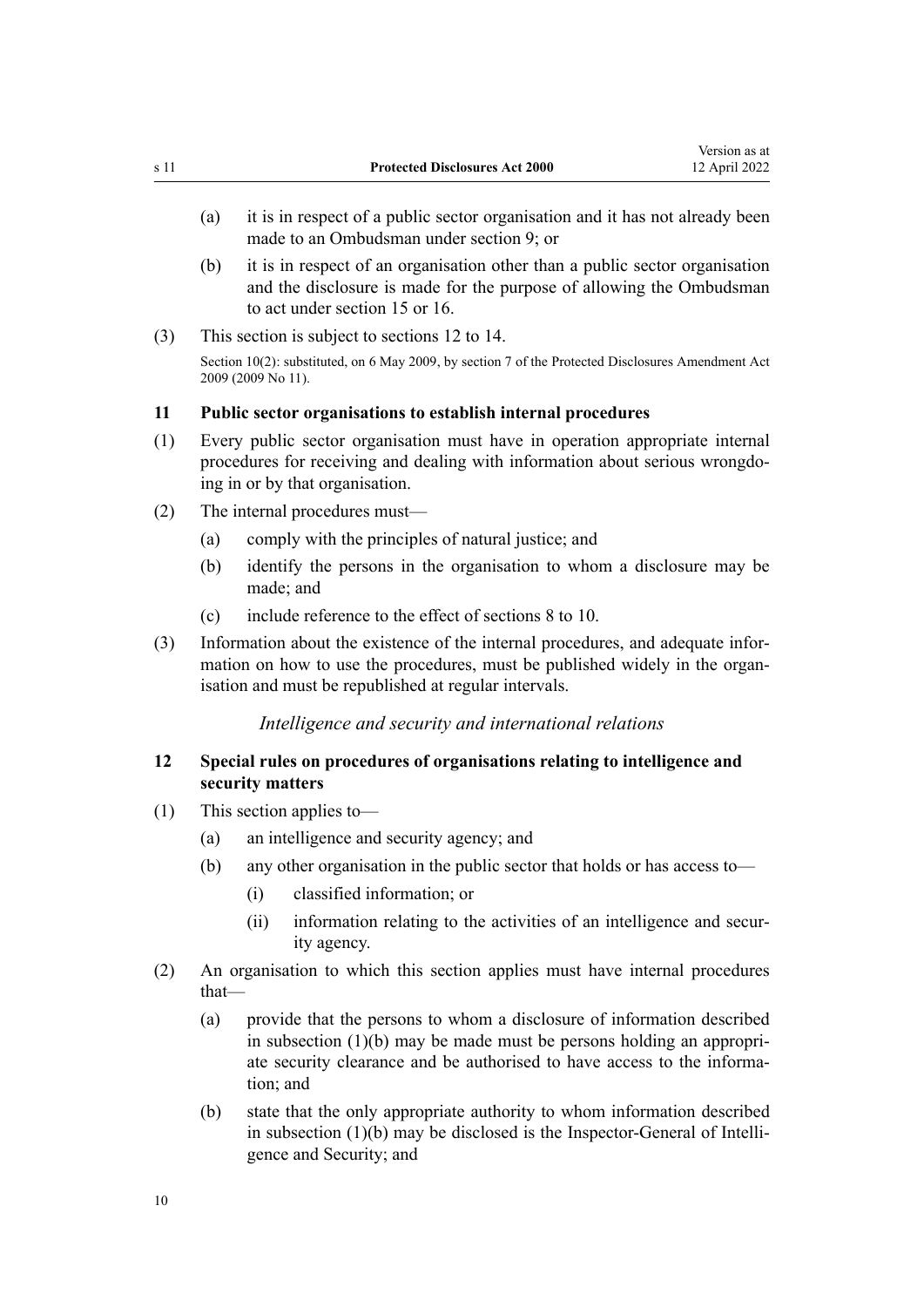(a) it is in respect of a public sector organisation and it has not already been made to an Ombudsman under section 9; or

(b) it is in respect of an organisation other than a public sector organisation and the disclosure is made for the purpose of allowing the Ombudsman to act under section 15 or 16.

(3) This section is subject to sections 12 to 14.

Section 10(2): substituted, on 6 May 2009, by section 7 of the Protected Disclosures Amendment Act 2009 (2009 No 11).

### 11 Public sector organisations to establish internal procedures

(1) Every public sector organisation must have in operation appropriate internal procedures for receiving and dealing with information about serious wrongdoing in or by that organisation.

(2) The internal procedures must—

(a) comply with the principles of natural justice; and

(b) identify the persons in the organisation to whom a disclosure may be made; and

(c) include reference to the effect of sections 8 to 10.

(3) Information about the existence of the internal procedures, and adequate information on how to use the procedures, must be published widely in the organisation and must be republished at regular intervals.

*Intelligence and security and international relations*

### 12 Special rules on procedures of organisations relating to intelligence and security matters

(1) This section applies to—

(a) an intelligence and security agency; and

(b) any other organisation in the public sector that holds or has access to—

(i) classified information; or

(ii) information relating to the activities of an intelligence and security agency.

(2) An organisation to which this section applies must have internal procedures that—

(a) provide that the persons to whom a disclosure of information described in subsection (1)(b) may be made must be persons holding an appropriate security clearance and be authorised to have access to the information; and

(b) state that the only appropriate authority to whom information described in subsection (1)(b) may be disclosed is the Inspector-General of Intelligence and Security; and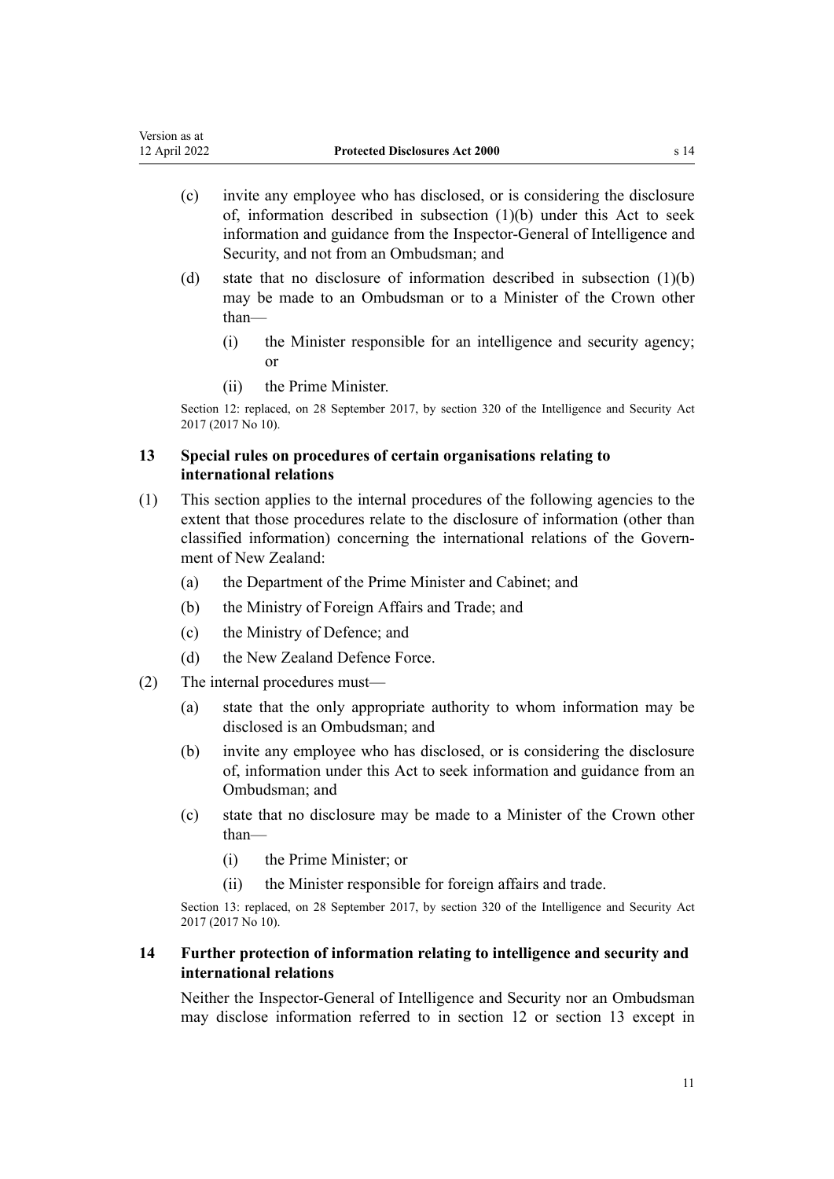(c) invite any employee who has disclosed, or is considering the disclosure of, information described in subsection (1)(b) under this Act to seek information and guidance from the Inspector-General of Intelligence and Security, and not from an Ombudsman; and

(d) state that no disclosure of information described in subsection (1)(b) may be made to an Ombudsman or to a Minister of the Crown other than—

  (i) the Minister responsible for an intelligence and security agency; or

  (ii) the Prime Minister.

Section 12: replaced, on 28 September 2017, by section 320 of the Intelligence and Security Act 2017 (2017 No 10).

### 13 Special rules on procedures of certain organisations relating to international relations

(1) This section applies to the internal procedures of the following agencies to the extent that those procedures relate to the disclosure of information (other than classified information) concerning the international relations of the Government of New Zealand:

  (a) the Department of the Prime Minister and Cabinet; and

  (b) the Ministry of Foreign Affairs and Trade; and

  (c) the Ministry of Defence; and

  (d) the New Zealand Defence Force.

(2) The internal procedures must—

  (a) state that the only appropriate authority to whom information may be disclosed is an Ombudsman; and

  (b) invite any employee who has disclosed, or is considering the disclosure of, information under this Act to seek information and guidance from an Ombudsman; and

  (c) state that no disclosure may be made to a Minister of the Crown other than—

    (i) the Prime Minister; or

    (ii) the Minister responsible for foreign affairs and trade.

Section 13: replaced, on 28 September 2017, by section 320 of the Intelligence and Security Act 2017 (2017 No 10).

### 14 Further protection of information relating to intelligence and security and international relations

Neither the Inspector-General of Intelligence and Security nor an Ombudsman may disclose information referred to in section 12 or section 13 except in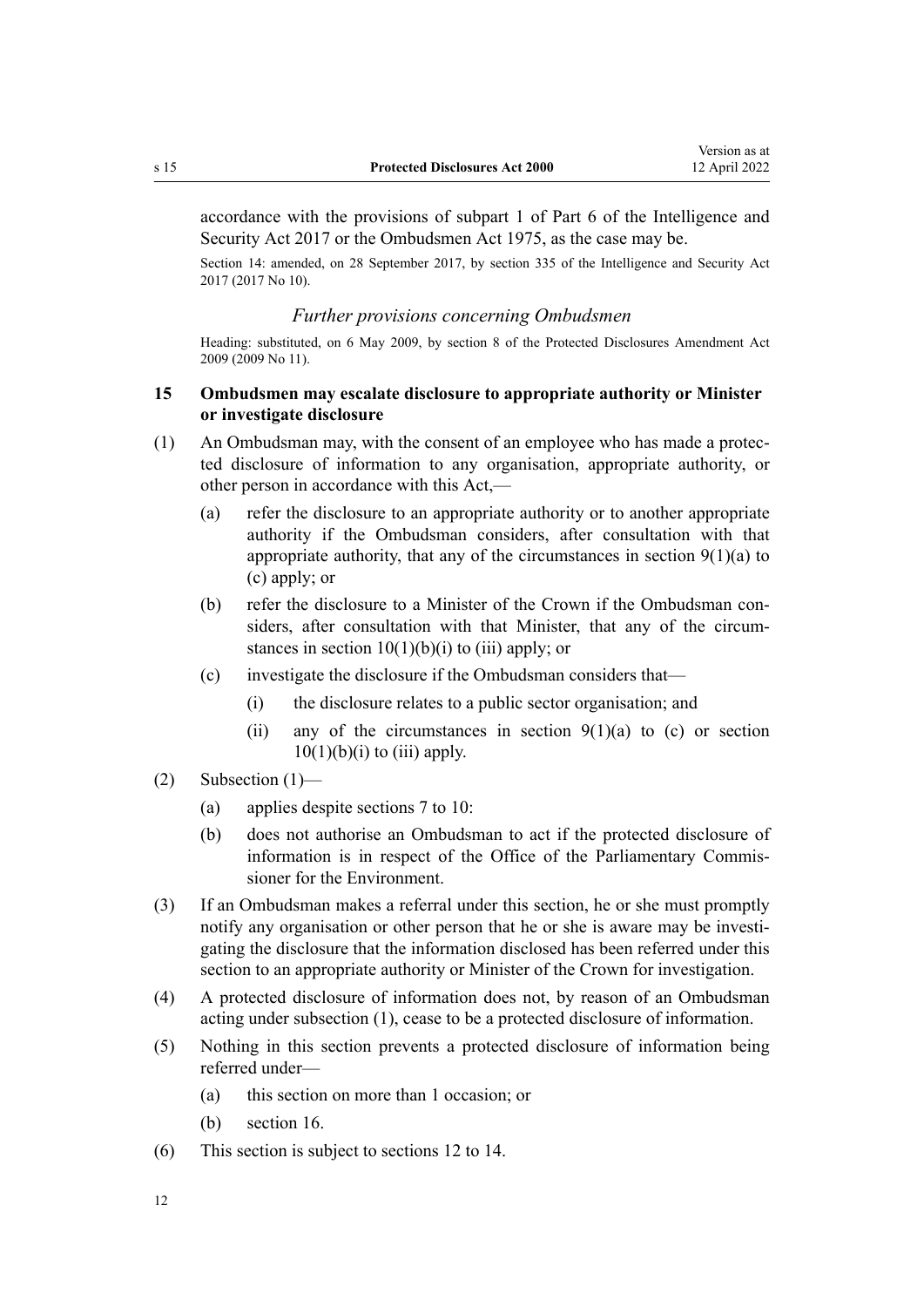accordance with the provisions of subpart 1 of Part 6 of the Intelligence and Security Act 2017 or the Ombudsmen Act 1975, as the case may be.

Section 14: amended, on 28 September 2017, by section 335 of the Intelligence and Security Act 2017 (2017 No 10).

### *Further provisions concerning Ombudsmen*

Heading: substituted, on 6 May 2009, by section 8 of the Protected Disclosures Amendment Act 2009 (2009 No 11).

## 15 Ombudsmen may escalate disclosure to appropriate authority or Minister or investigate disclosure

(1) An Ombudsman may, with the consent of an employee who has made a protected disclosure of information to any organisation, appropriate authority, or other person in accordance with this Act,—

   (a) refer the disclosure to an appropriate authority or to another appropriate authority if the Ombudsman considers, after consultation with that appropriate authority, that any of the circumstances in section 9(1)(a) to (c) apply; or

   (b) refer the disclosure to a Minister of the Crown if the Ombudsman considers, after consultation with that Minister, that any of the circumstances in section 10(1)(b)(i) to (iii) apply; or

   (c) investigate the disclosure if the Ombudsman considers that—

      (i) the disclosure relates to a public sector organisation; and

      (ii) any of the circumstances in section 9(1)(a) to (c) or section 10(1)(b)(i) to (iii) apply.

(2) Subsection (1)—

   (a) applies despite sections 7 to 10:

   (b) does not authorise an Ombudsman to act if the protected disclosure of information is in respect of the Office of the Parliamentary Commissioner for the Environment.

(3) If an Ombudsman makes a referral under this section, he or she must promptly notify any organisation or other person that he or she is aware may be investigating the disclosure that the information disclosed has been referred under this section to an appropriate authority or Minister of the Crown for investigation.

(4) A protected disclosure of information does not, by reason of an Ombudsman acting under subsection (1), cease to be a protected disclosure of information.

(5) Nothing in this section prevents a protected disclosure of information being referred under—

   (a) this section on more than 1 occasion; or

   (b) section 16.

(6) This section is subject to sections 12 to 14.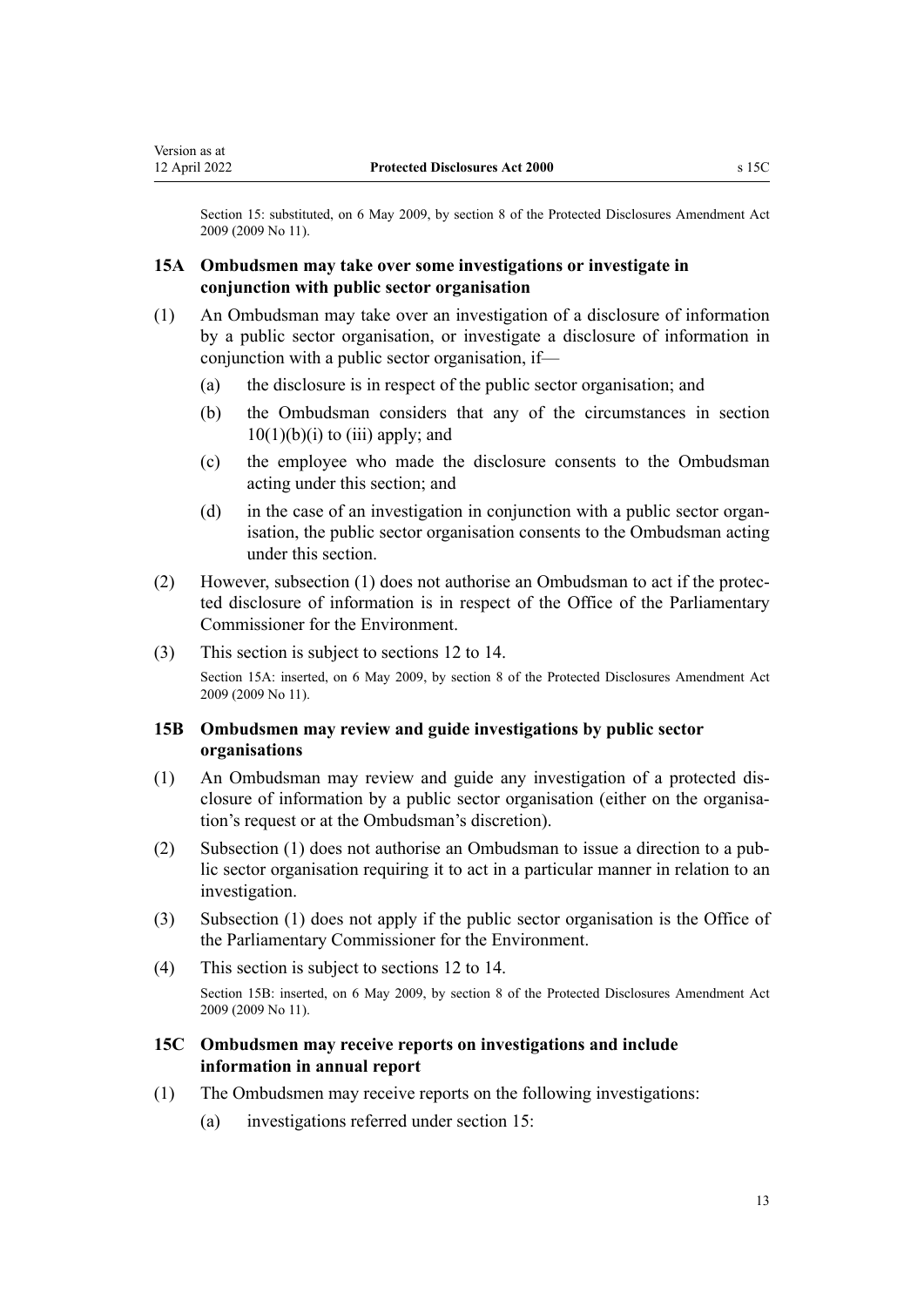Section 15: substituted, on 6 May 2009, by section 8 of the Protected Disclosures Amendment Act 2009 (2009 No 11).

### 15A Ombudsmen may take over some investigations or investigate in conjunction with public sector organisation

(1) An Ombudsman may take over an investigation of a disclosure of information by a public sector organisation, or investigate a disclosure of information in conjunction with a public sector organisation, if—

   (a) the disclosure is in respect of the public sector organisation; and

   (b) the Ombudsman considers that any of the circumstances in section 10(1)(b)(i) to (iii) apply; and

   (c) the employee who made the disclosure consents to the Ombudsman acting under this section; and

   (d) in the case of an investigation in conjunction with a public sector organisation, the public sector organisation consents to the Ombudsman acting under this section.

(2) However, subsection (1) does not authorise an Ombudsman to act if the protected disclosure of information is in respect of the Office of the Parliamentary Commissioner for the Environment.

(3) This section is subject to sections 12 to 14.

Section 15A: inserted, on 6 May 2009, by section 8 of the Protected Disclosures Amendment Act 2009 (2009 No 11).

### 15B Ombudsmen may review and guide investigations by public sector organisations

(1) An Ombudsman may review and guide any investigation of a protected disclosure of information by a public sector organisation (either on the organisation's request or at the Ombudsman's discretion).

(2) Subsection (1) does not authorise an Ombudsman to issue a direction to a public sector organisation requiring it to act in a particular manner in relation to an investigation.

(3) Subsection (1) does not apply if the public sector organisation is the Office of the Parliamentary Commissioner for the Environment.

(4) This section is subject to sections 12 to 14.

Section 15B: inserted, on 6 May 2009, by section 8 of the Protected Disclosures Amendment Act 2009 (2009 No 11).

### 15C Ombudsmen may receive reports on investigations and include information in annual report

(1) The Ombudsmen may receive reports on the following investigations:

   (a) investigations referred under section 15: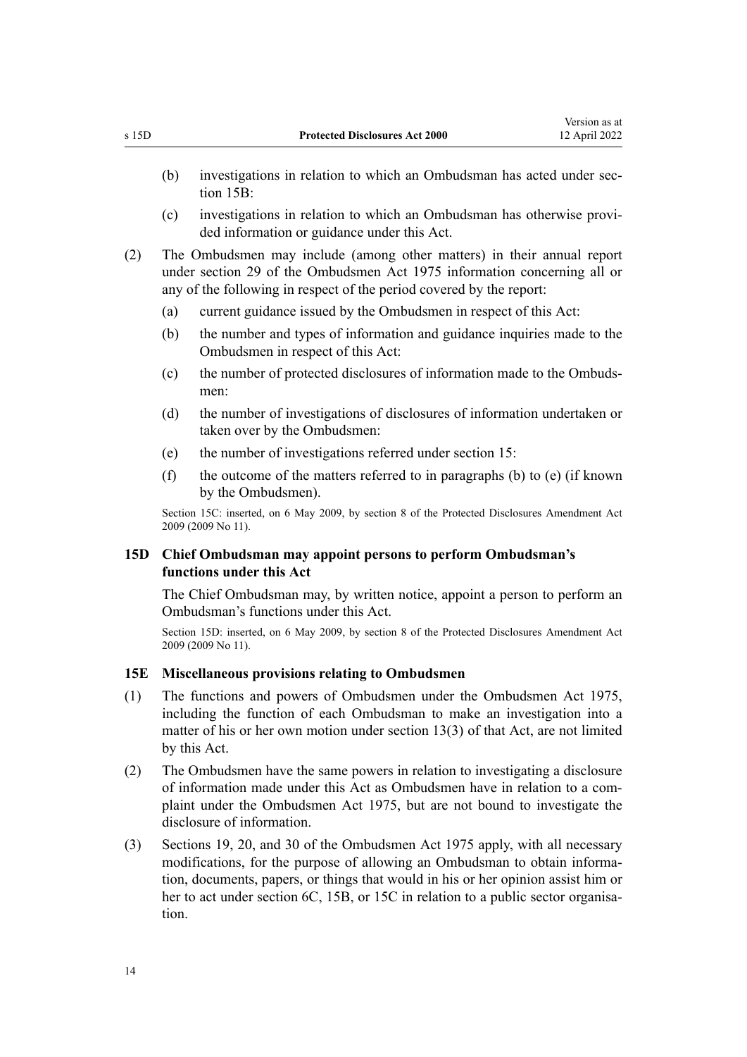(b) investigations in relation to which an Ombudsman has acted under section 15B:

(c) investigations in relation to which an Ombudsman has otherwise provided information or guidance under this Act.

(2) The Ombudsmen may include (among other matters) in their annual report under section 29 of the Ombudsmen Act 1975 information concerning all or any of the following in respect of the period covered by the report:

(a) current guidance issued by the Ombudsmen in respect of this Act:

(b) the number and types of information and guidance inquiries made to the Ombudsmen in respect of this Act:

(c) the number of protected disclosures of information made to the Ombudsmen:

(d) the number of investigations of disclosures of information undertaken or taken over by the Ombudsmen:

(e) the number of investigations referred under section 15:

(f) the outcome of the matters referred to in paragraphs (b) to (e) (if known by the Ombudsmen).

Section 15C: inserted, on 6 May 2009, by section 8 of the Protected Disclosures Amendment Act 2009 (2009 No 11).

### 15D Chief Ombudsman may appoint persons to perform Ombudsman's functions under this Act

The Chief Ombudsman may, by written notice, appoint a person to perform an Ombudsman's functions under this Act.

Section 15D: inserted, on 6 May 2009, by section 8 of the Protected Disclosures Amendment Act 2009 (2009 No 11).

### 15E Miscellaneous provisions relating to Ombudsmen

(1) The functions and powers of Ombudsmen under the Ombudsmen Act 1975, including the function of each Ombudsman to make an investigation into a matter of his or her own motion under section 13(3) of that Act, are not limited by this Act.

(2) The Ombudsmen have the same powers in relation to investigating a disclosure of information made under this Act as Ombudsmen have in relation to a complaint under the Ombudsmen Act 1975, but are not bound to investigate the disclosure of information.

(3) Sections 19, 20, and 30 of the Ombudsmen Act 1975 apply, with all necessary modifications, for the purpose of allowing an Ombudsman to obtain information, documents, papers, or things that would in his or her opinion assist him or her to act under section 6C, 15B, or 15C in relation to a public sector organisation.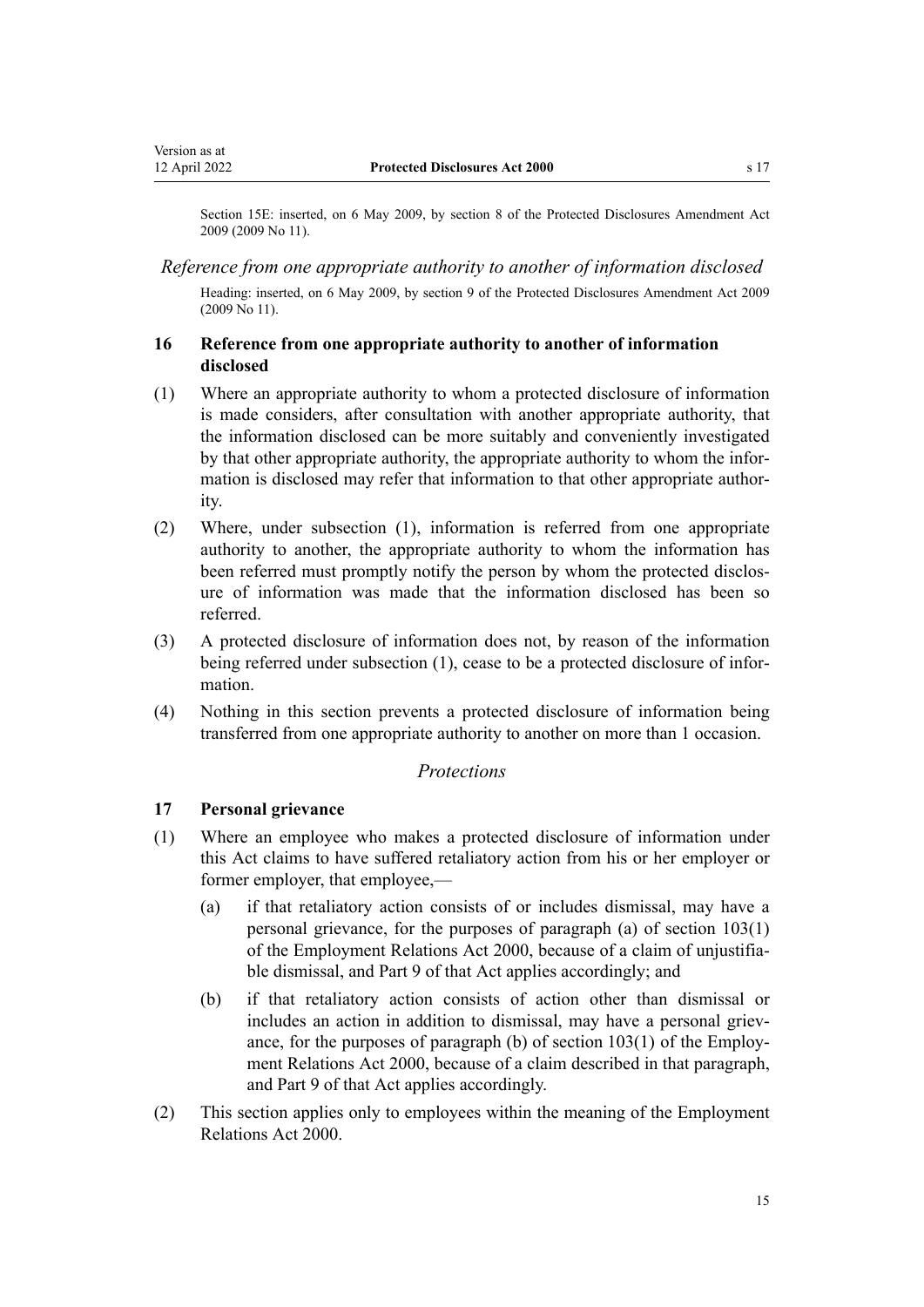Section 15E: inserted, on 6 May 2009, by section 8 of the Protected Disclosures Amendment Act 2009 (2009 No 11).

*Reference from one appropriate authority to another of information disclosed*

Heading: inserted, on 6 May 2009, by section 9 of the Protected Disclosures Amendment Act 2009 (2009 No 11).

### 16 Reference from one appropriate authority to another of information disclosed

(1) Where an appropriate authority to whom a protected disclosure of information is made considers, after consultation with another appropriate authority, that the information disclosed can be more suitably and conveniently investigated by that other appropriate authority, the appropriate authority to whom the information is disclosed may refer that information to that other appropriate authority.

(2) Where, under subsection (1), information is referred from one appropriate authority to another, the appropriate authority to whom the information has been referred must promptly notify the person by whom the protected disclosure of information was made that the information disclosed has been so referred.

(3) A protected disclosure of information does not, by reason of the information being referred under subsection (1), cease to be a protected disclosure of information.

(4) Nothing in this section prevents a protected disclosure of information being transferred from one appropriate authority to another on more than 1 occasion.

*Protections*

### 17 Personal grievance

(1) Where an employee who makes a protected disclosure of information under this Act claims to have suffered retaliatory action from his or her employer or former employer, that employee,—

(a) if that retaliatory action consists of or includes dismissal, may have a personal grievance, for the purposes of paragraph (a) of section 103(1) of the Employment Relations Act 2000, because of a claim of unjustifiable dismissal, and Part 9 of that Act applies accordingly; and

(b) if that retaliatory action consists of action other than dismissal or includes an action in addition to dismissal, may have a personal grievance, for the purposes of paragraph (b) of section 103(1) of the Employment Relations Act 2000, because of a claim described in that paragraph, and Part 9 of that Act applies accordingly.

(2) This section applies only to employees within the meaning of the Employment Relations Act 2000.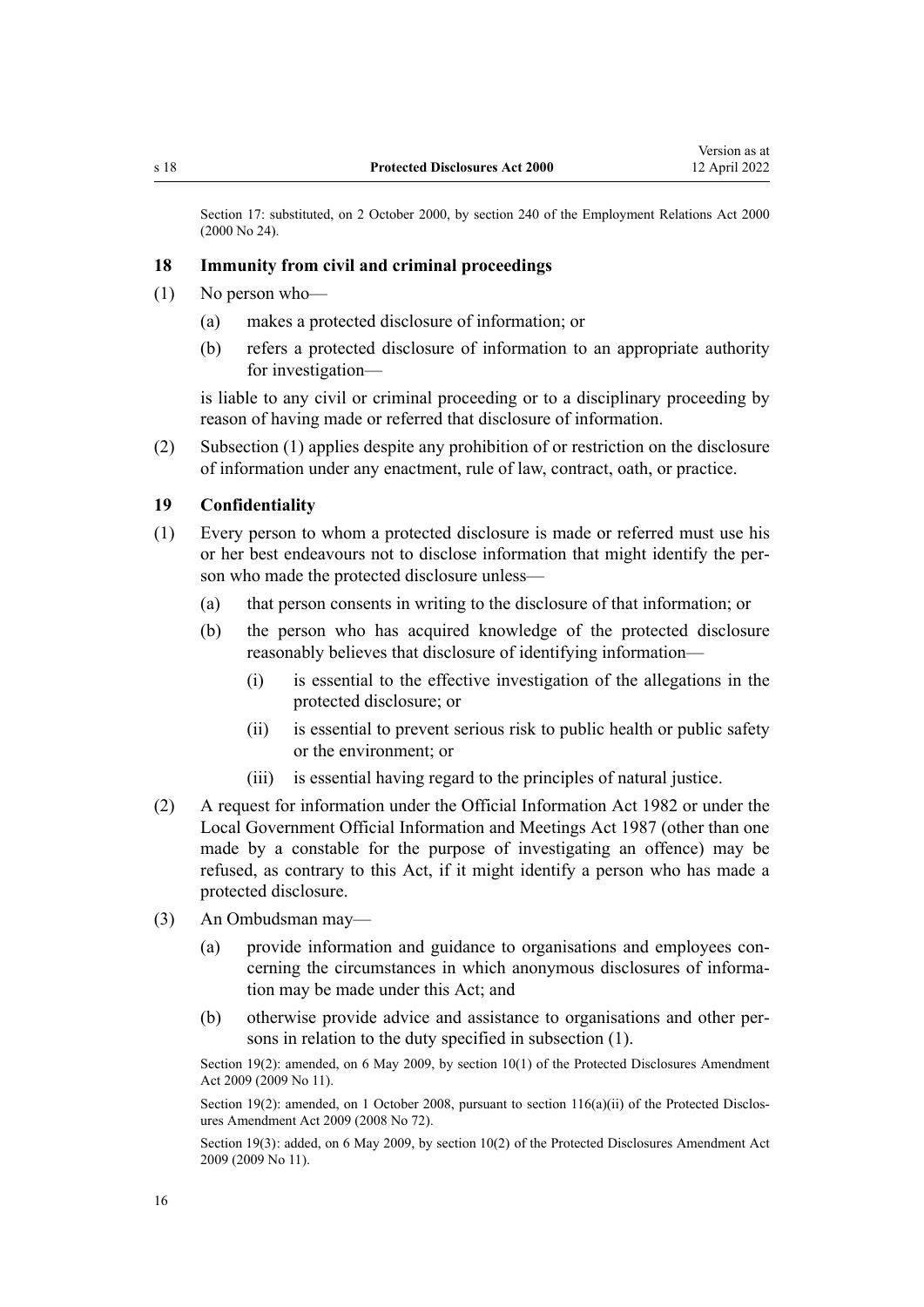Section 17: substituted, on 2 October 2000, by section 240 of the Employment Relations Act 2000 (2000 No 24).

### 18 Immunity from civil and criminal proceedings

(1) No person who—

(a) makes a protected disclosure of information; or

(b) refers a protected disclosure of information to an appropriate authority for investigation—

is liable to any civil or criminal proceeding or to a disciplinary proceeding by reason of having made or referred that disclosure of information.

(2) Subsection (1) applies despite any prohibition of or restriction on the disclosure of information under any enactment, rule of law, contract, oath, or practice.

### 19 Confidentiality

(1) Every person to whom a protected disclosure is made or referred must use his or her best endeavours not to disclose information that might identify the person who made the protected disclosure unless—

(a) that person consents in writing to the disclosure of that information; or

(b) the person who has acquired knowledge of the protected disclosure reasonably believes that disclosure of identifying information—

(i) is essential to the effective investigation of the allegations in the protected disclosure; or

(ii) is essential to prevent serious risk to public health or public safety or the environment; or

(iii) is essential having regard to the principles of natural justice.

(2) A request for information under the Official Information Act 1982 or under the Local Government Official Information and Meetings Act 1987 (other than one made by a constable for the purpose of investigating an offence) may be refused, as contrary to this Act, if it might identify a person who has made a protected disclosure.

(3) An Ombudsman may—

(a) provide information and guidance to organisations and employees concerning the circumstances in which anonymous disclosures of information may be made under this Act; and

(b) otherwise provide advice and assistance to organisations and other persons in relation to the duty specified in subsection (1).

Section 19(2): amended, on 6 May 2009, by section 10(1) of the Protected Disclosures Amendment Act 2009 (2009 No 11).

Section 19(2): amended, on 1 October 2008, pursuant to section 116(a)(ii) of the Protected Disclosures Amendment Act 2009 (2008 No 72).

Section 19(3): added, on 6 May 2009, by section 10(2) of the Protected Disclosures Amendment Act 2009 (2009 No 11).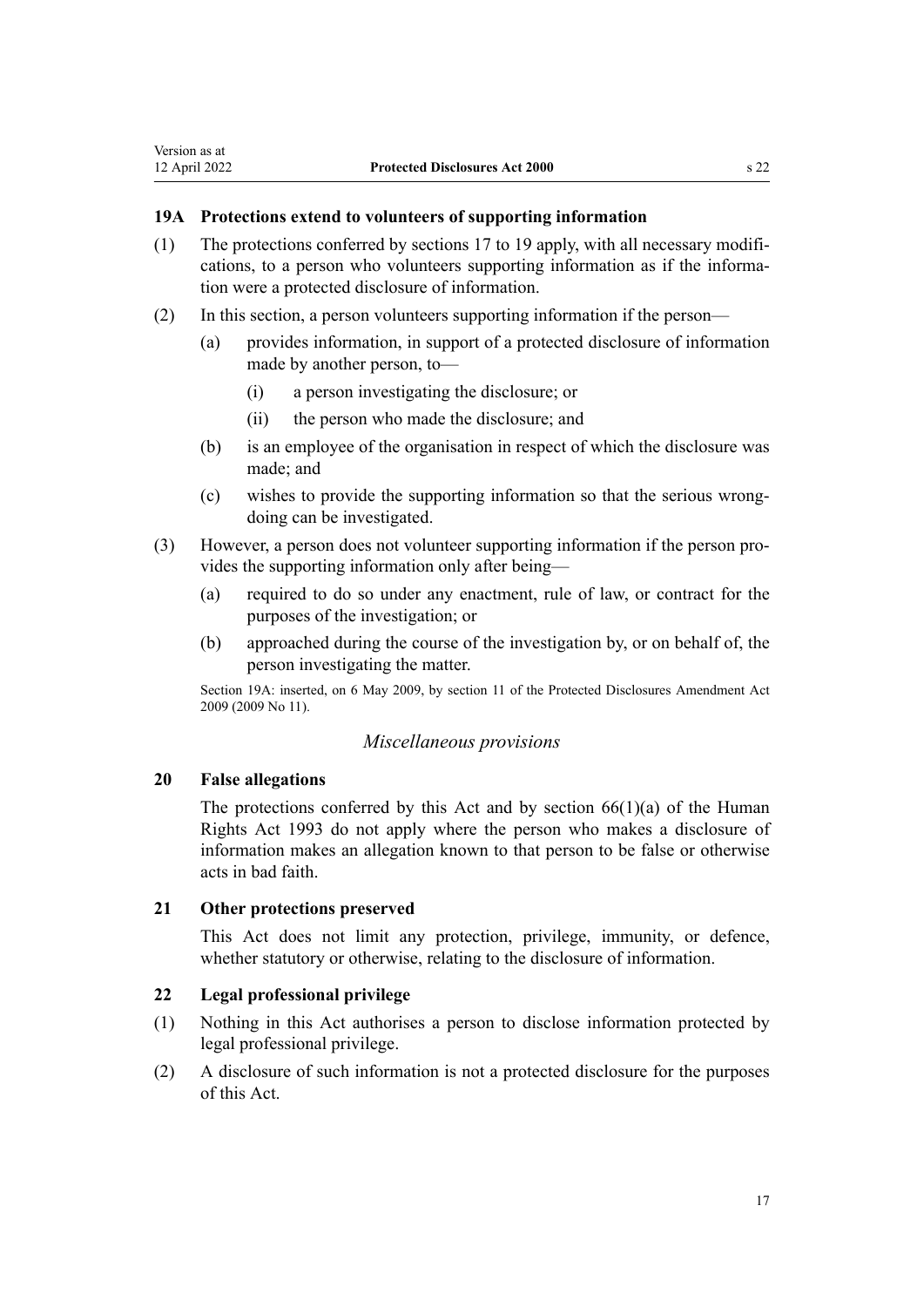### 19A Protections extend to volunteers of supporting information

(1) The protections conferred by sections 17 to 19 apply, with all necessary modifications, to a person who volunteers supporting information as if the information were a protected disclosure of information.

(2) In this section, a person volunteers supporting information if the person—

  (a) provides information, in support of a protected disclosure of information made by another person, to—

    (i) a person investigating the disclosure; or

    (ii) the person who made the disclosure; and

  (b) is an employee of the organisation in respect of which the disclosure was made; and

  (c) wishes to provide the supporting information so that the serious wrongdoing can be investigated.

(3) However, a person does not volunteer supporting information if the person provides the supporting information only after being—

  (a) required to do so under any enactment, rule of law, or contract for the purposes of the investigation; or

  (b) approached during the course of the investigation by, or on behalf of, the person investigating the matter.

Section 19A: inserted, on 6 May 2009, by section 11 of the Protected Disclosures Amendment Act 2009 (2009 No 11).

*Miscellaneous provisions*

### 20 False allegations

The protections conferred by this Act and by section 66(1)(a) of the Human Rights Act 1993 do not apply where the person who makes a disclosure of information makes an allegation known to that person to be false or otherwise acts in bad faith.

### 21 Other protections preserved

This Act does not limit any protection, privilege, immunity, or defence, whether statutory or otherwise, relating to the disclosure of information.

### 22 Legal professional privilege

(1) Nothing in this Act authorises a person to disclose information protected by legal professional privilege.

(2) A disclosure of such information is not a protected disclosure for the purposes of this Act.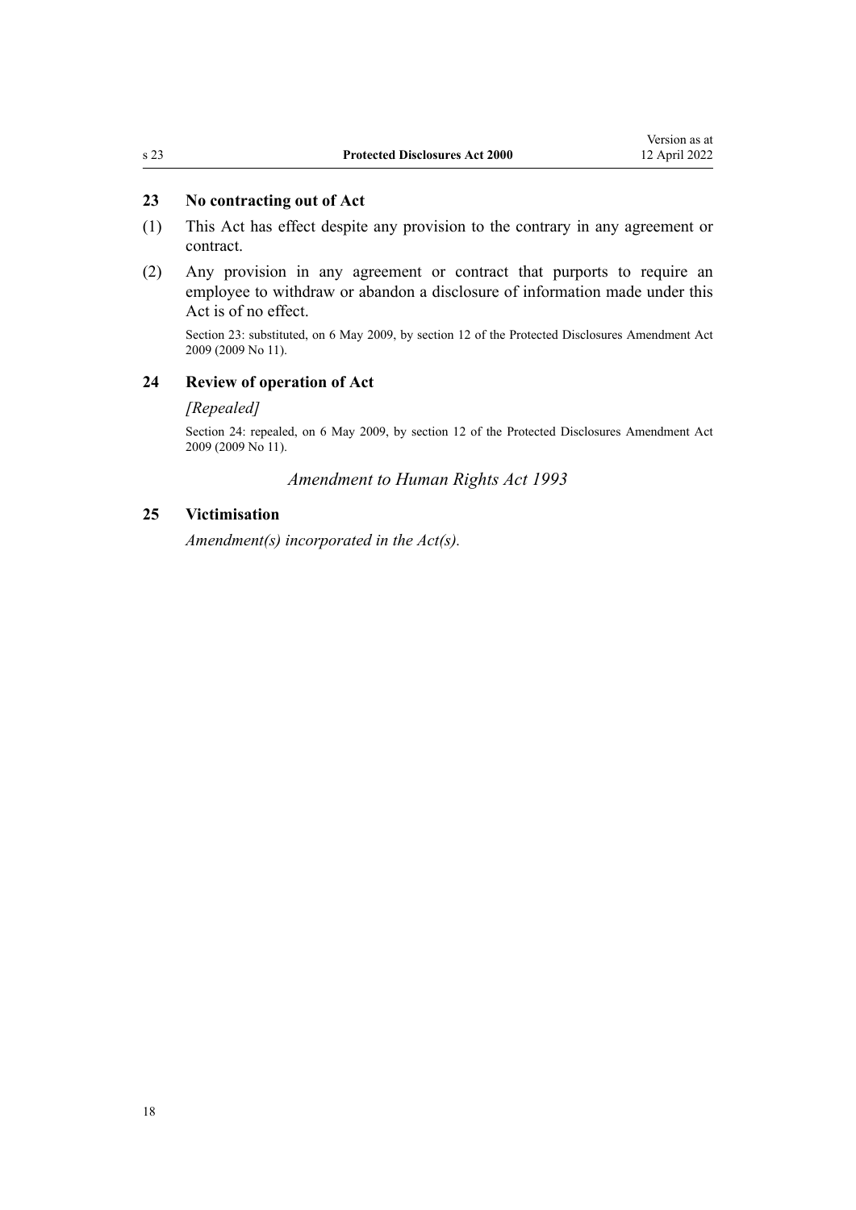### 23 No contracting out of Act

(1) This Act has effect despite any provision to the contrary in any agreement or contract.

(2) Any provision in any agreement or contract that purports to require an employee to withdraw or abandon a disclosure of information made under this Act is of no effect.

Section 23: substituted, on 6 May 2009, by section 12 of the Protected Disclosures Amendment Act 2009 (2009 No 11).

### 24 Review of operation of Act

*[Repealed]*

Section 24: repealed, on 6 May 2009, by section 12 of the Protected Disclosures Amendment Act 2009 (2009 No 11).

*Amendment to Human Rights Act 1993*

### 25 Victimisation

*Amendment(s) incorporated in the Act(s).*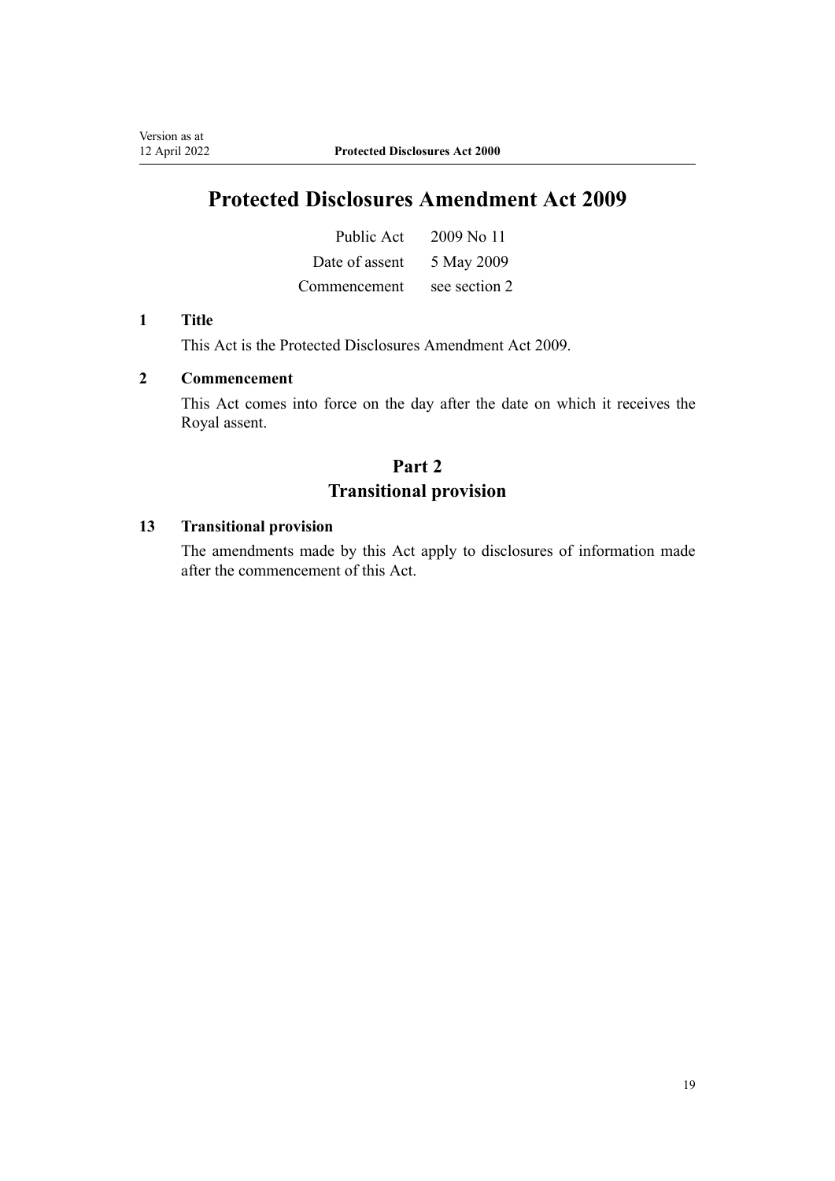# Protected Disclosures Amendment Act 2009

| | |
|---|---|
| Public Act | 2009 No 11 |
| Date of assent | 5 May 2009 |
| Commencement | see section 2 |

### 1 Title

This Act is the Protected Disclosures Amendment Act 2009.

### 2 Commencement

This Act comes into force on the day after the date on which it receives the Royal assent.

## Part 2
## Transitional provision

### 13 Transitional provision

The amendments made by this Act apply to disclosures of information made after the commencement of this Act.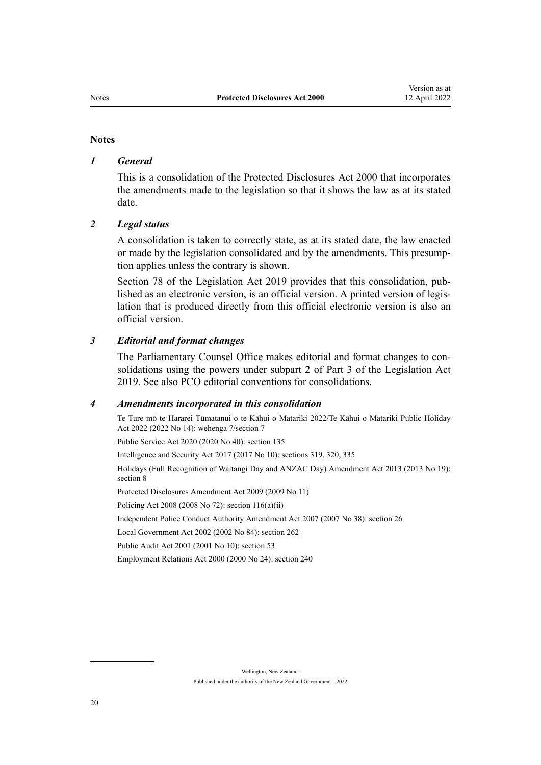## Notes

### *1 General*

This is a consolidation of the Protected Disclosures Act 2000 that incorporates the amendments made to the legislation so that it shows the law as at its stated date.

### *2 Legal status*

A consolidation is taken to correctly state, as at its stated date, the law enacted or made by the legislation consolidated and by the amendments. This presumption applies unless the contrary is shown.

Section 78 of the Legislation Act 2019 provides that this consolidation, published as an electronic version, is an official version. A printed version of legislation that is produced directly from this official electronic version is also an official version.

### *3 Editorial and format changes*

The Parliamentary Counsel Office makes editorial and format changes to consolidations using the powers under subpart 2 of Part 3 of the Legislation Act 2019. See also PCO editorial conventions for consolidations.

### *4 Amendments incorporated in this consolidation*

Te Ture mō te Hararei Tūmatanui o te Kāhui o Matariki 2022/Te Kāhui o Matariki Public Holiday Act 2022 (2022 No 14): wehenga 7/section 7

Public Service Act 2020 (2020 No 40): section 135

Intelligence and Security Act 2017 (2017 No 10): sections 319, 320, 335

Holidays (Full Recognition of Waitangi Day and ANZAC Day) Amendment Act 2013 (2013 No 19): section 8

Protected Disclosures Amendment Act 2009 (2009 No 11)

Policing Act 2008 (2008 No 72): section 116(a)(ii)

Independent Police Conduct Authority Amendment Act 2007 (2007 No 38): section 26

Local Government Act 2002 (2002 No 84): section 262

Public Audit Act 2001 (2001 No 10): section 53

Employment Relations Act 2000 (2000 No 24): section 240

Wellington, New Zealand:

Published under the authority of the New Zealand Government—2022